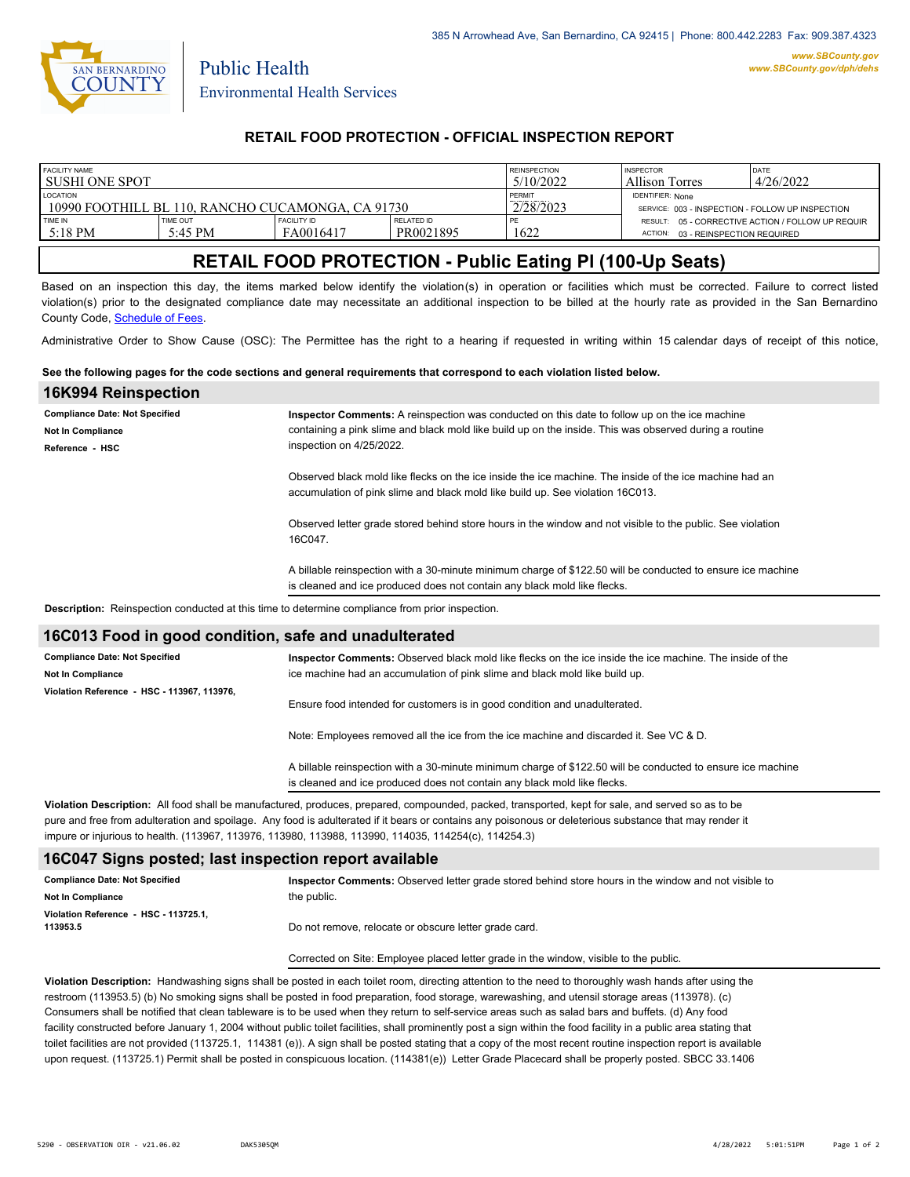385 N Arrowhead Ave, San Bernardino, CA 92415 | Phone: 800.442.2283 Fax: 909.387.4323

www.SBCounty.gov
www.SBCounty.gov/dph/dehs

SAN BERNARDINO COUNTY

Public Health
Environmental Health Services

## RETAIL FOOD PROTECTION - OFFICIAL INSPECTION REPORT

| FACILITY NAME | | | | REINSPECTION | INSPECTOR | DATE |
|---|---|---|---|---|---|---|
| SUSHI ONE SPOT | | | | 5/10/2022 | Allison Torres | 4/26/2022 |
| LOCATION | | | | PERMIT | IDENTIFIER: None | |
| 10990 FOOTHILL BL 110, RANCHO CUCAMONGA, CA 91730 | | | | 2/28/2023 | SERVICE: 003 - INSPECTION - FOLLOW UP INSPECTION | |
| TIME IN | TIME OUT | FACILITY ID | RELATED ID | PE | RESULT: 05 - CORRECTIVE ACTION / FOLLOW UP REQUIR | |
| 5:18 PM | 5:45 PM | FA0016417 | PR0021895 | 1622 | ACTION: 03 - REINSPECTION REQUIRED | |

# RETAIL FOOD PROTECTION - Public Eating Pl (100-Up Seats)

Based on an inspection this day, the items marked below identify the violation(s) in operation or facilities which must be corrected. Failure to correct listed violation(s) prior to the designated compliance date may necessitate an additional inspection to be billed at the hourly rate as provided in the San Bernardino County Code, Schedule of Fees.

Administrative Order to Show Cause (OSC): The Permittee has the right to a hearing if requested in writing within 15 calendar days of receipt of this notice,

**See the following pages for the code sections and general requirements that correspond to each violation listed below.**

## 16K994 Reinspection

**Compliance Date: Not Specified**
**Not In Compliance**
**Reference - HSC**

**Inspector Comments:** A reinspection was conducted on this date to follow up on the ice machine containing a pink slime and black mold like build up on the inside. This was observed during a routine inspection on 4/25/2022.

Observed black mold like flecks on the ice inside the ice machine. The inside of the ice machine had an accumulation of pink slime and black mold like build up. See violation 16C013.

Observed letter grade stored behind store hours in the window and not visible to the public. See violation 16C047.

A billable reinspection with a 30-minute minimum charge of $122.50 will be conducted to ensure ice machine is cleaned and ice produced does not contain any black mold like flecks.

**Description:** Reinspection conducted at this time to determine compliance from prior inspection.

## 16C013 Food in good condition, safe and unadulterated

**Compliance Date: Not Specified**
**Not In Compliance**
**Violation Reference - HSC - 113967, 113976,**

**Inspector Comments:** Observed black mold like flecks on the ice inside the ice machine. The inside of the ice machine had an accumulation of pink slime and black mold like build up.

Ensure food intended for customers is in good condition and unadulterated.

Note: Employees removed all the ice from the ice machine and discarded it. See VC & D.

A billable reinspection with a 30-minute minimum charge of $122.50 will be conducted to ensure ice machine is cleaned and ice produced does not contain any black mold like flecks.

**Violation Description:** All food shall be manufactured, produces, prepared, compounded, packed, transported, kept for sale, and served so as to be pure and free from adulteration and spoilage. Any food is adulterated if it bears or contains any poisonous or deleterious substance that may render it impure or injurious to health. (113967, 113976, 113980, 113988, 113990, 114035, 114254(c), 114254.3)

## 16C047 Signs posted; last inspection report available

**Compliance Date: Not Specified**
**Not In Compliance**
**Violation Reference - HSC - 113725.1, 113953.5**

**Inspector Comments:** Observed letter grade stored behind store hours in the window and not visible to the public.

Do not remove, relocate or obscure letter grade card.

Corrected on Site: Employee placed letter grade in the window, visible to the public.

**Violation Description:** Handwashing signs shall be posted in each toilet room, directing attention to the need to thoroughly wash hands after using the restroom (113953.5) (b) No smoking signs shall be posted in food preparation, food storage, warewashing, and utensil storage areas (113978). (c) Consumers shall be notified that clean tableware is to be used when they return to self-service areas such as salad bars and buffets. (d) Any food facility constructed before January 1, 2004 without public toilet facilities, shall prominently post a sign within the food facility in a public area stating that toilet facilities are not provided (113725.1, 114381 (e)). A sign shall be posted stating that a copy of the most recent routine inspection report is available upon request. (113725.1) Permit shall be posted in conspicuous location. (114381(e)) Letter Grade Placecard shall be properly posted. SBCC 33.1406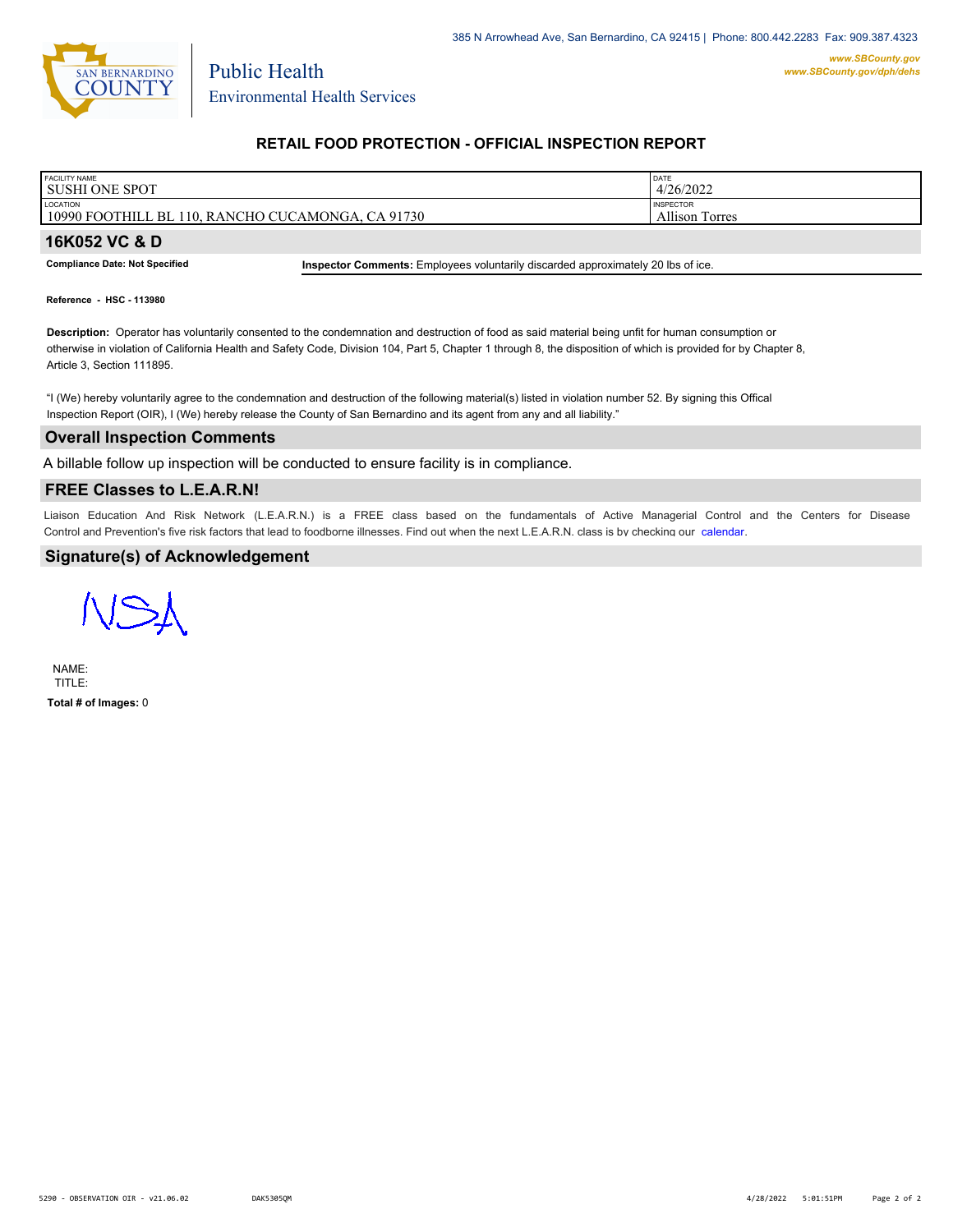385 N Arrowhead Ave, San Bernardino, CA 92415 | Phone: 800.442.2283 Fax: 909.387.4323

www.SBCounty.gov
www.SBCounty.gov/dph/dehs

Public Health
Environmental Health Services

## RETAIL FOOD PROTECTION - OFFICIAL INSPECTION REPORT

| | |
|---|---|
| FACILITY NAME<br>SUSHI ONE SPOT | DATE<br>4/26/2022 |
| LOCATION<br>10990 FOOTHILL BL 110, RANCHO CUCAMONGA, CA 91730 | INSPECTOR<br>Allison Torres |

## 16K052 VC & D

**Compliance Date: Not Specified**

**Inspector Comments:** Employees voluntarily discarded approximately 20 lbs of ice.

**Reference - HSC - 113980**

**Description:** Operator has voluntarily consented to the condemnation and destruction of food as said material being unfit for human consumption or otherwise in violation of California Health and Safety Code, Division 104, Part 5, Chapter 1 through 8, the disposition of which is provided for by Chapter 8, Article 3, Section 111895.

"I (We) hereby voluntarily agree to the condemnation and destruction of the following material(s) listed in violation number 52. By signing this Offical Inspection Report (OIR), I (We) hereby release the County of San Bernardino and its agent from any and all liability."

## Overall Inspection Comments

A billable follow up inspection will be conducted to ensure facility is in compliance.

## FREE Classes to L.E.A.R.N!

Liaison Education And Risk Network (L.E.A.R.N.) is a FREE class based on the fundamentals of Active Managerial Control and the Centers for Disease Control and Prevention's five risk factors that lead to foodborne illnesses. Find out when the next L.E.A.R.N. class is by checking our calendar.

## Signature(s) of Acknowledgement

NSA

NAME:
TITLE:

**Total # of Images:** 0

5290 - OBSERVATION OIR - v21.06.02 DAK5305QM 4/28/2022 5:01:51PM